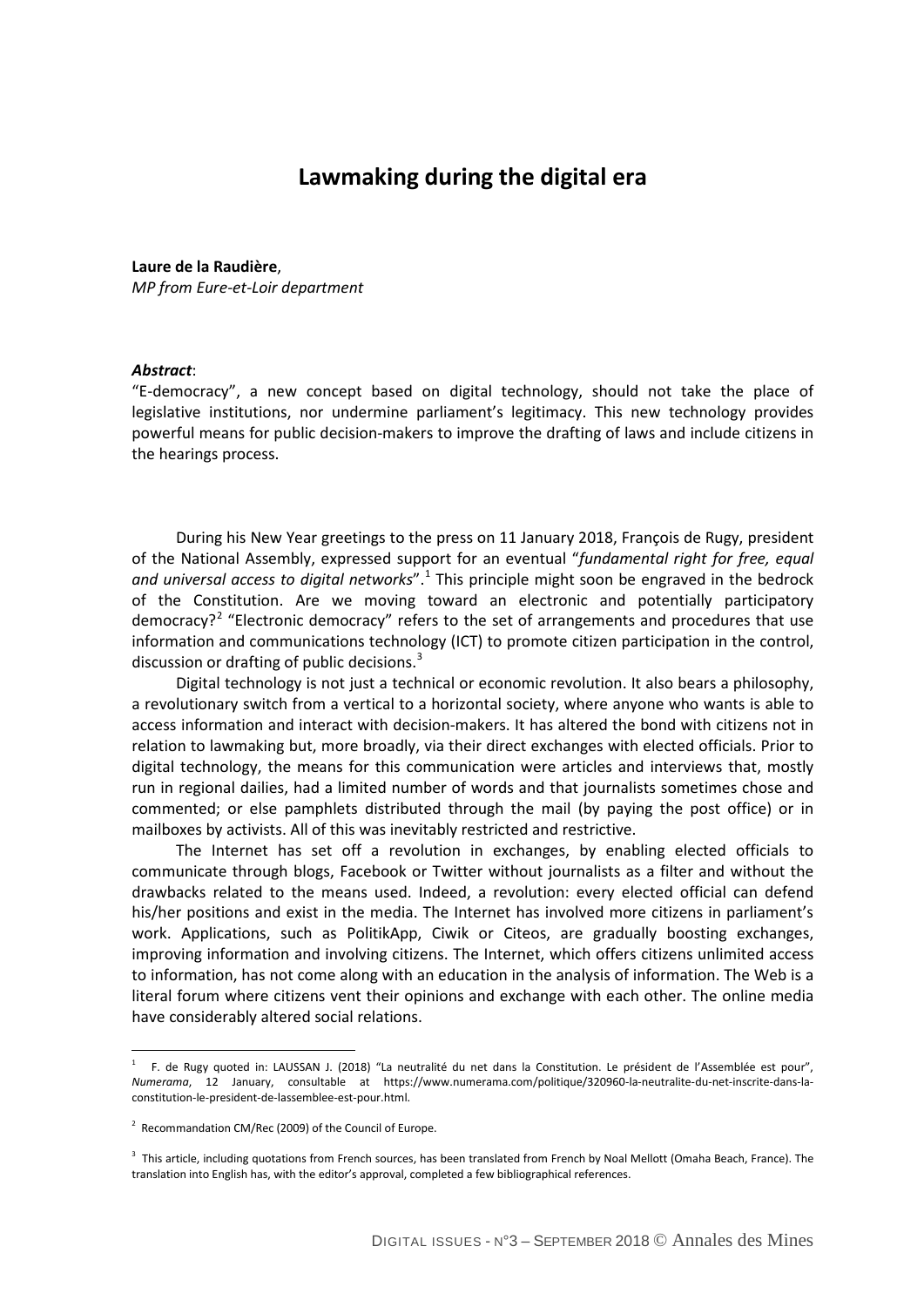# Lawmaking during the digital era

**Laure de la Raudière**,
*MP from Eure-et-Loir department*

***Abstract***:
"E-democracy", a new concept based on digital technology, should not take the place of legislative institutions, nor undermine parliament's legitimacy. This new technology provides powerful means for public decision-makers to improve the drafting of laws and include citizens in the hearings process.

During his New Year greetings to the press on 11 January 2018, François de Rugy, president of the National Assembly, expressed support for an eventual "*fundamental right for free, equal and universal access to digital networks*".[1] This principle might soon be engraved in the bedrock of the Constitution. Are we moving toward an electronic and potentially participatory democracy?[2] "Electronic democracy" refers to the set of arrangements and procedures that use information and communications technology (ICT) to promote citizen participation in the control, discussion or drafting of public decisions.[3]

Digital technology is not just a technical or economic revolution. It also bears a philosophy, a revolutionary switch from a vertical to a horizontal society, where anyone who wants is able to access information and interact with decision-makers. It has altered the bond with citizens not in relation to lawmaking but, more broadly, via their direct exchanges with elected officials. Prior to digital technology, the means for this communication were articles and interviews that, mostly run in regional dailies, had a limited number of words and that journalists sometimes chose and commented; or else pamphlets distributed through the mail (by paying the post office) or in mailboxes by activists. All of this was inevitably restricted and restrictive.

The Internet has set off a revolution in exchanges, by enabling elected officials to communicate through blogs, Facebook or Twitter without journalists as a filter and without the drawbacks related to the means used. Indeed, a revolution: every elected official can defend his/her positions and exist in the media. The Internet has involved more citizens in parliament's work. Applications, such as PolitikApp, Ciwik or Citeos, are gradually boosting exchanges, improving information and involving citizens. The Internet, which offers citizens unlimited access to information, has not come along with an education in the analysis of information. The Web is a literal forum where citizens vent their opinions and exchange with each other. The online media have considerably altered social relations.

---

[1] F. de Rugy quoted in: LAUSSAN J. (2018) "La neutralité du net dans la Constitution. Le président de l'Assemblée est pour", *Numerama*, 12 January, consultable at https://www.numerama.com/politique/320960-la-neutralite-du-net-inscrite-dans-la-constitution-le-president-de-lassemblee-est-pour.html.

[2] Recommandation CM/Rec (2009) of the Council of Europe.

[3] This article, including quotations from French sources, has been translated from French by Noal Mellott (Omaha Beach, France). The translation into English has, with the editor's approval, completed a few bibliographical references.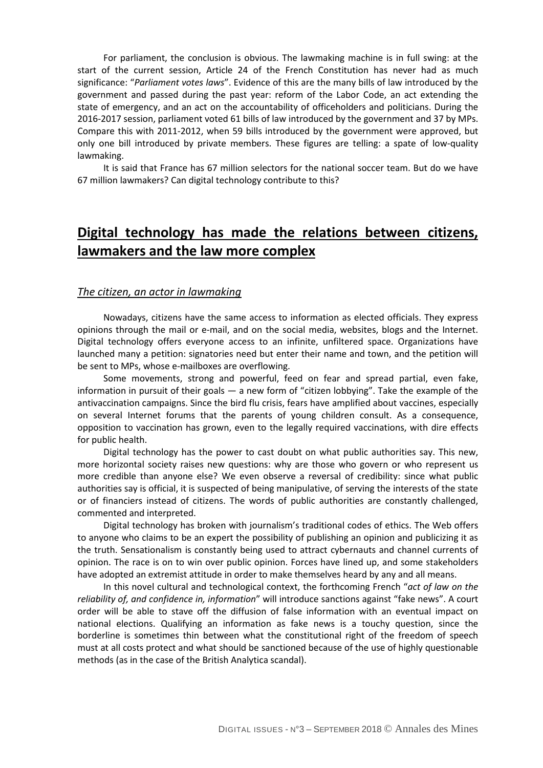For parliament, the conclusion is obvious. The lawmaking machine is in full swing: at the start of the current session, Article 24 of the French Constitution has never had as much significance: "*Parliament votes laws*". Evidence of this are the many bills of law introduced by the government and passed during the past year: reform of the Labor Code, an act extending the state of emergency, and an act on the accountability of officeholders and politicians. During the 2016-2017 session, parliament voted 61 bills of law introduced by the government and 37 by MPs. Compare this with 2011-2012, when 59 bills introduced by the government were approved, but only one bill introduced by private members. These figures are telling: a spate of low-quality lawmaking.

It is said that France has 67 million selectors for the national soccer team. But do we have 67 million lawmakers? Can digital technology contribute to this?

## Digital technology has made the relations between citizens, lawmakers and the law more complex

### *The citizen, an actor in lawmaking*

Nowadays, citizens have the same access to information as elected officials. They express opinions through the mail or e-mail, and on the social media, websites, blogs and the Internet. Digital technology offers everyone access to an infinite, unfiltered space. Organizations have launched many a petition: signatories need but enter their name and town, and the petition will be sent to MPs, whose e-mailboxes are overflowing.

Some movements, strong and powerful, feed on fear and spread partial, even fake, information in pursuit of their goals — a new form of "citizen lobbying". Take the example of the antivaccination campaigns. Since the bird flu crisis, fears have amplified about vaccines, especially on several Internet forums that the parents of young children consult. As a consequence, opposition to vaccination has grown, even to the legally required vaccinations, with dire effects for public health.

Digital technology has the power to cast doubt on what public authorities say. This new, more horizontal society raises new questions: why are those who govern or who represent us more credible than anyone else? We even observe a reversal of credibility: since what public authorities say is official, it is suspected of being manipulative, of serving the interests of the state or of financiers instead of citizens. The words of public authorities are constantly challenged, commented and interpreted.

Digital technology has broken with journalism's traditional codes of ethics. The Web offers to anyone who claims to be an expert the possibility of publishing an opinion and publicizing it as the truth. Sensationalism is constantly being used to attract cybernauts and channel currents of opinion. The race is on to win over public opinion. Forces have lined up, and some stakeholders have adopted an extremist attitude in order to make themselves heard by any and all means.

In this novel cultural and technological context, the forthcoming French "*act of law on the reliability of, and confidence in, information*" will introduce sanctions against "fake news". A court order will be able to stave off the diffusion of false information with an eventual impact on national elections. Qualifying an information as fake news is a touchy question, since the borderline is sometimes thin between what the constitutional right of the freedom of speech must at all costs protect and what should be sanctioned because of the use of highly questionable methods (as in the case of the British Analytica scandal).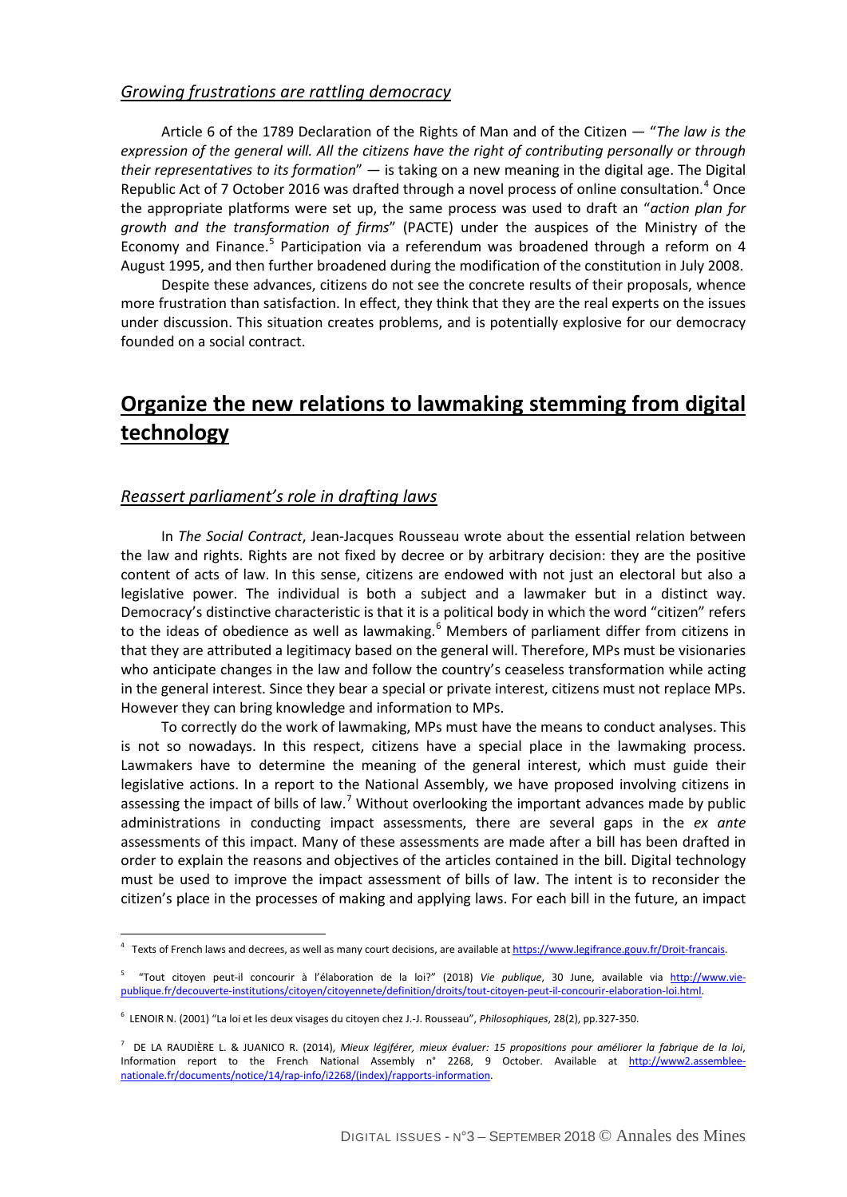### *Growing frustrations are rattling democracy*

Article 6 of the 1789 Declaration of the Rights of Man and of the Citizen — "*The law is the expression of the general will. All the citizens have the right of contributing personally or through their representatives to its formation*" — is taking on a new meaning in the digital age. The Digital Republic Act of 7 October 2016 was drafted through a novel process of online consultation.[4] Once the appropriate platforms were set up, the same process was used to draft an "*action plan for growth and the transformation of firms*" (PACTE) under the auspices of the Ministry of the Economy and Finance.[5] Participation via a referendum was broadened through a reform on 4 August 1995, and then further broadened during the modification of the constitution in July 2008.

Despite these advances, citizens do not see the concrete results of their proposals, whence more frustration than satisfaction. In effect, they think that they are the real experts on the issues under discussion. This situation creates problems, and is potentially explosive for our democracy founded on a social contract.

## Organize the new relations to lawmaking stemming from digital technology

### *Reassert parliament's role in drafting laws*

In *The Social Contract*, Jean-Jacques Rousseau wrote about the essential relation between the law and rights. Rights are not fixed by decree or by arbitrary decision: they are the positive content of acts of law. In this sense, citizens are endowed with not just an electoral but also a legislative power. The individual is both a subject and a lawmaker but in a distinct way. Democracy's distinctive characteristic is that it is a political body in which the word "citizen" refers to the ideas of obedience as well as lawmaking.[6] Members of parliament differ from citizens in that they are attributed a legitimacy based on the general will. Therefore, MPs must be visionaries who anticipate changes in the law and follow the country's ceaseless transformation while acting in the general interest. Since they bear a special or private interest, citizens must not replace MPs. However they can bring knowledge and information to MPs.

To correctly do the work of lawmaking, MPs must have the means to conduct analyses. This is not so nowadays. In this respect, citizens have a special place in the lawmaking process. Lawmakers have to determine the meaning of the general interest, which must guide their legislative actions. In a report to the National Assembly, we have proposed involving citizens in assessing the impact of bills of law.[7] Without overlooking the important advances made by public administrations in conducting impact assessments, there are several gaps in the *ex ante* assessments of this impact. Many of these assessments are made after a bill has been drafted in order to explain the reasons and objectives of the articles contained in the bill. Digital technology must be used to improve the impact assessment of bills of law. The intent is to reconsider the citizen's place in the processes of making and applying laws. For each bill in the future, an impact

---

[4] Texts of French laws and decrees, as well as many court decisions, are available at https://www.legifrance.gouv.fr/Droit-francais.

[5] "Tout citoyen peut-il concourir à l'élaboration de la loi?" (2018) *Vie publique*, 30 June, available via http://www.vie-publique.fr/decouverte-institutions/citoyen/citoyennete/definition/droits/tout-citoyen-peut-il-concourir-elaboration-loi.html.

[6] LENOIR N. (2001) "La loi et les deux visages du citoyen chez J.-J. Rousseau", *Philosophiques*, 28(2), pp.327-350.

[7] DE LA RAUDIÈRE L. & JUANICO R. (2014), *Mieux légiférer, mieux évaluer: 15 propositions pour améliorer la fabrique de la loi*, Information report to the French National Assembly n° 2268, 9 October. Available at http://www2.assemblee-nationale.fr/documents/notice/14/rap-info/i2268/(index)/rapports-information.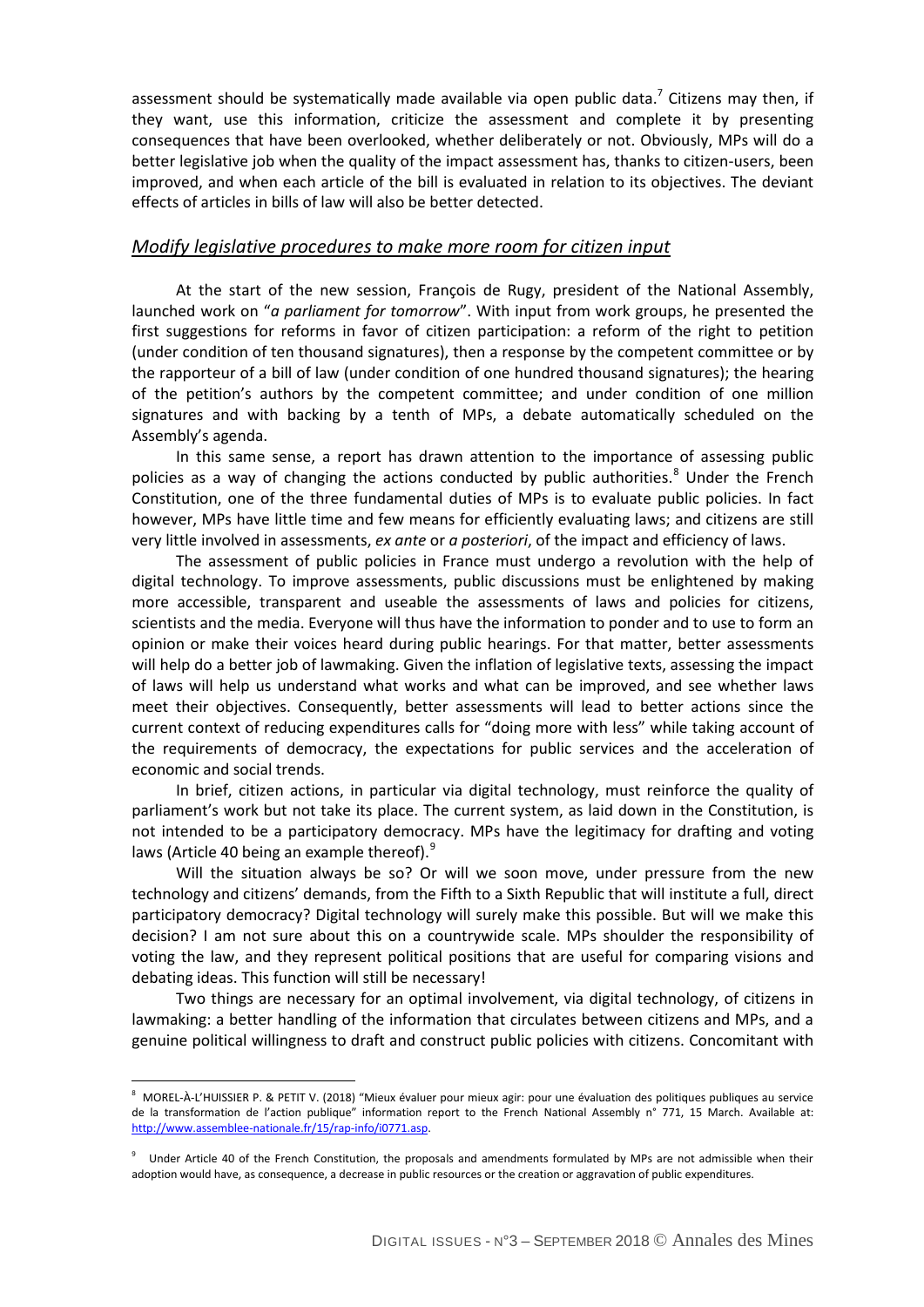assessment should be systematically made available via open public data.[7] Citizens may then, if they want, use this information, criticize the assessment and complete it by presenting consequences that have been overlooked, whether deliberately or not. Obviously, MPs will do a better legislative job when the quality of the impact assessment has, thanks to citizen-users, been improved, and when each article of the bill is evaluated in relation to its objectives. The deviant effects of articles in bills of law will also be better detected.

### *Modify legislative procedures to make more room for citizen input*

At the start of the new session, François de Rugy, president of the National Assembly, launched work on "*a parliament for tomorrow*". With input from work groups, he presented the first suggestions for reforms in favor of citizen participation: a reform of the right to petition (under condition of ten thousand signatures), then a response by the competent committee or by the rapporteur of a bill of law (under condition of one hundred thousand signatures); the hearing of the petition's authors by the competent committee; and under condition of one million signatures and with backing by a tenth of MPs, a debate automatically scheduled on the Assembly's agenda.

In this same sense, a report has drawn attention to the importance of assessing public policies as a way of changing the actions conducted by public authorities.[8] Under the French Constitution, one of the three fundamental duties of MPs is to evaluate public policies. In fact however, MPs have little time and few means for efficiently evaluating laws; and citizens are still very little involved in assessments, *ex ante* or *a posteriori*, of the impact and efficiency of laws.

The assessment of public policies in France must undergo a revolution with the help of digital technology. To improve assessments, public discussions must be enlightened by making more accessible, transparent and useable the assessments of laws and policies for citizens, scientists and the media. Everyone will thus have the information to ponder and to use to form an opinion or make their voices heard during public hearings. For that matter, better assessments will help do a better job of lawmaking. Given the inflation of legislative texts, assessing the impact of laws will help us understand what works and what can be improved, and see whether laws meet their objectives. Consequently, better assessments will lead to better actions since the current context of reducing expenditures calls for "doing more with less" while taking account of the requirements of democracy, the expectations for public services and the acceleration of economic and social trends.

In brief, citizen actions, in particular via digital technology, must reinforce the quality of parliament's work but not take its place. The current system, as laid down in the Constitution, is not intended to be a participatory democracy. MPs have the legitimacy for drafting and voting laws (Article 40 being an example thereof).[9]

Will the situation always be so? Or will we soon move, under pressure from the new technology and citizens' demands, from the Fifth to a Sixth Republic that will institute a full, direct participatory democracy? Digital technology will surely make this possible. But will we make this decision? I am not sure about this on a countrywide scale. MPs shoulder the responsibility of voting the law, and they represent political positions that are useful for comparing visions and debating ideas. This function will still be necessary!

Two things are necessary for an optimal involvement, via digital technology, of citizens in lawmaking: a better handling of the information that circulates between citizens and MPs, and a genuine political willingness to draft and construct public policies with citizens. Concomitant with

---

[8] MOREL-À-L'HUISSIER P. & PETIT V. (2018) "Mieux évaluer pour mieux agir: pour une évaluation des politiques publiques au service de la transformation de l'action publique" information report to the French National Assembly n° 771, 15 March. Available at: http://www.assemblee-nationale.fr/15/rap-info/i0771.asp.

[9] Under Article 40 of the French Constitution, the proposals and amendments formulated by MPs are not admissible when their adoption would have, as consequence, a decrease in public resources or the creation or aggravation of public expenditures.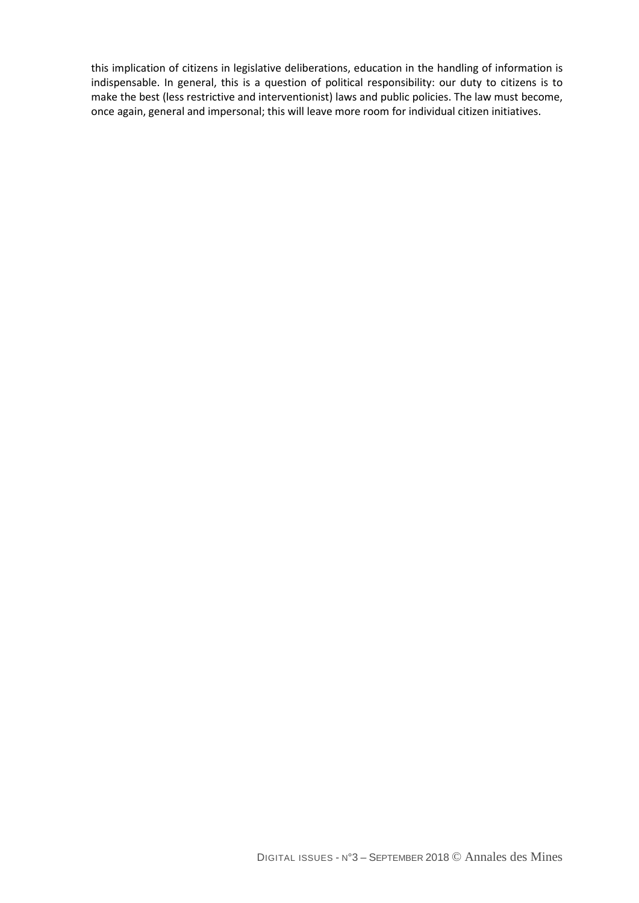this implication of citizens in legislative deliberations, education in the handling of information is indispensable. In general, this is a question of political responsibility: our duty to citizens is to make the best (less restrictive and interventionist) laws and public policies. The law must become, once again, general and impersonal; this will leave more room for individual citizen initiatives.